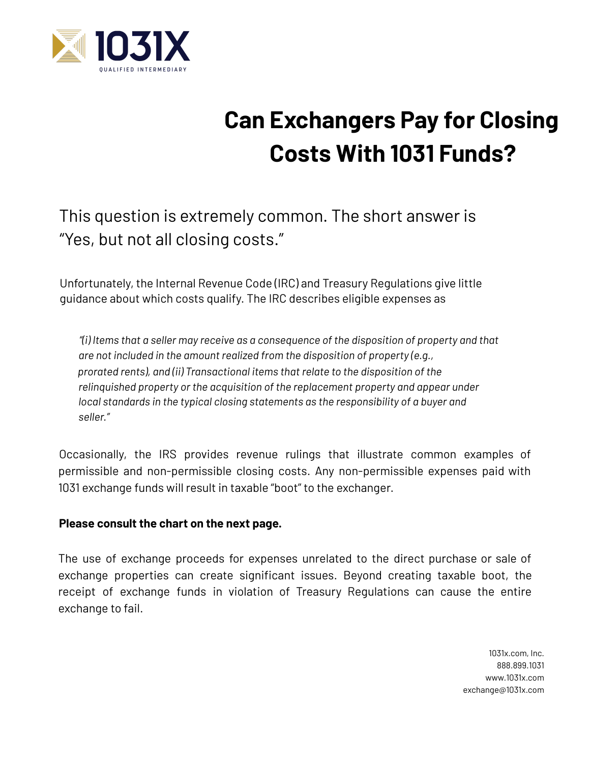1031X
QUALIFIED INTERMEDIARY

# Can Exchangers Pay for Closing Costs With 1031 Funds?

This question is extremely common. The short answer is "Yes, but not all closing costs."

Unfortunately, the Internal Revenue Code (IRC) and Treasury Regulations give little guidance about which costs qualify. The IRC describes eligible expenses as

> *"(i) Items that a seller may receive as a consequence of the disposition of property and that are not included in the amount realized from the disposition of property (e.g., prorated rents), and (ii) Transactional items that relate to the disposition of the relinquished property or the acquisition of the replacement property and appear under local standards in the typical closing statements as the responsibility of a buyer and seller."*

Occasionally, the IRS provides revenue rulings that illustrate common examples of permissible and non-permissible closing costs. Any non-permissible expenses paid with 1031 exchange funds will result in taxable "boot" to the exchanger.

**Please consult the chart on the next page.**

The use of exchange proceeds for expenses unrelated to the direct purchase or sale of exchange properties can create significant issues. Beyond creating taxable boot, the receipt of exchange funds in violation of Treasury Regulations can cause the entire exchange to fail.

1031x.com, Inc.
888.899.1031
www.1031x.com
exchange@1031x.com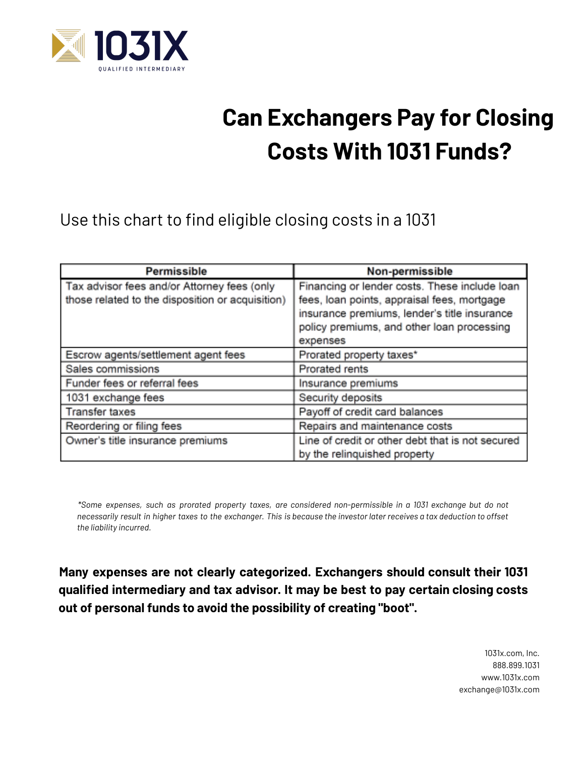1031X

QUALIFIED INTERMEDIARY

# Can Exchangers Pay for Closing Costs With 1031 Funds?

Use this chart to find eligible closing costs in a 1031

| Permissible | Non-permissible |
|---|---|
| Tax advisor fees and/or Attorney fees (only those related to the disposition or acquisition) | Financing or lender costs. These include loan fees, loan points, appraisal fees, mortgage insurance premiums, lender's title insurance policy premiums, and other loan processing expenses |
| Escrow agents/settlement agent fees | Prorated property taxes* |
| Sales commissions | Prorated rents |
| Funder fees or referral fees | Insurance premiums |
| 1031 exchange fees | Security deposits |
| Transfer taxes | Payoff of credit card balances |
| Reordering or filing fees | Repairs and maintenance costs |
| Owner's title insurance premiums | Line of credit or other debt that is not secured by the relinquished property |

*\*Some expenses, such as prorated property taxes, are considered non-permissible in a 1031 exchange but do not necessarily result in higher taxes to the exchanger. This is because the investor later receives a tax deduction to offset the liability incurred.*

**Many expenses are not clearly categorized. Exchangers should consult their 1031 qualified intermediary and tax advisor. It may be best to pay certain closing costs out of personal funds to avoid the possibility of creating "boot".**

1031x.com, Inc.
888.899.1031
www.1031x.com
exchange@1031x.com